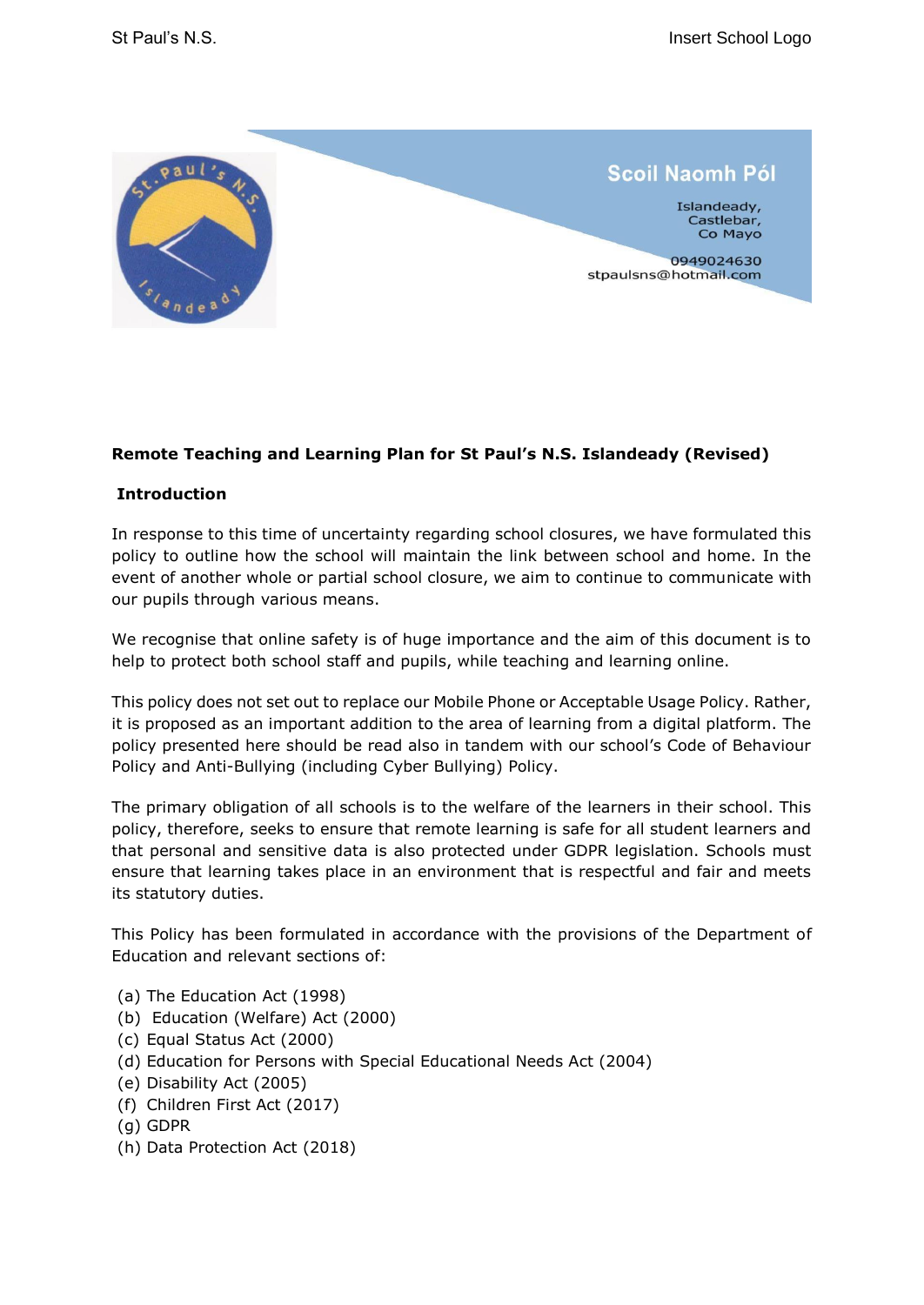Scoil Naomh Pól

Islandeady,
Castlebar,
Co Mayo

0949024630
stpaulsns@hotmail.com

**Remote Teaching and Learning Plan for St Paul's N.S. Islandeady (Revised)**

**Introduction**

In response to this time of uncertainty regarding school closures, we have formulated this policy to outline how the school will maintain the link between school and home. In the event of another whole or partial school closure, we aim to continue to communicate with our pupils through various means.

We recognise that online safety is of huge importance and the aim of this document is to help to protect both school staff and pupils, while teaching and learning online.

This policy does not set out to replace our Mobile Phone or Acceptable Usage Policy. Rather, it is proposed as an important addition to the area of learning from a digital platform. The policy presented here should be read also in tandem with our school's Code of Behaviour Policy and Anti-Bullying (including Cyber Bullying) Policy.

The primary obligation of all schools is to the welfare of the learners in their school. This policy, therefore, seeks to ensure that remote learning is safe for all student learners and that personal and sensitive data is also protected under GDPR legislation. Schools must ensure that learning takes place in an environment that is respectful and fair and meets its statutory duties.

This Policy has been formulated in accordance with the provisions of the Department of Education and relevant sections of:

(a) The Education Act (1998)
(b) Education (Welfare) Act (2000)
(c) Equal Status Act (2000)
(d) Education for Persons with Special Educational Needs Act (2004)
(e) Disability Act (2005)
(f) Children First Act (2017)
(g) GDPR
(h) Data Protection Act (2018)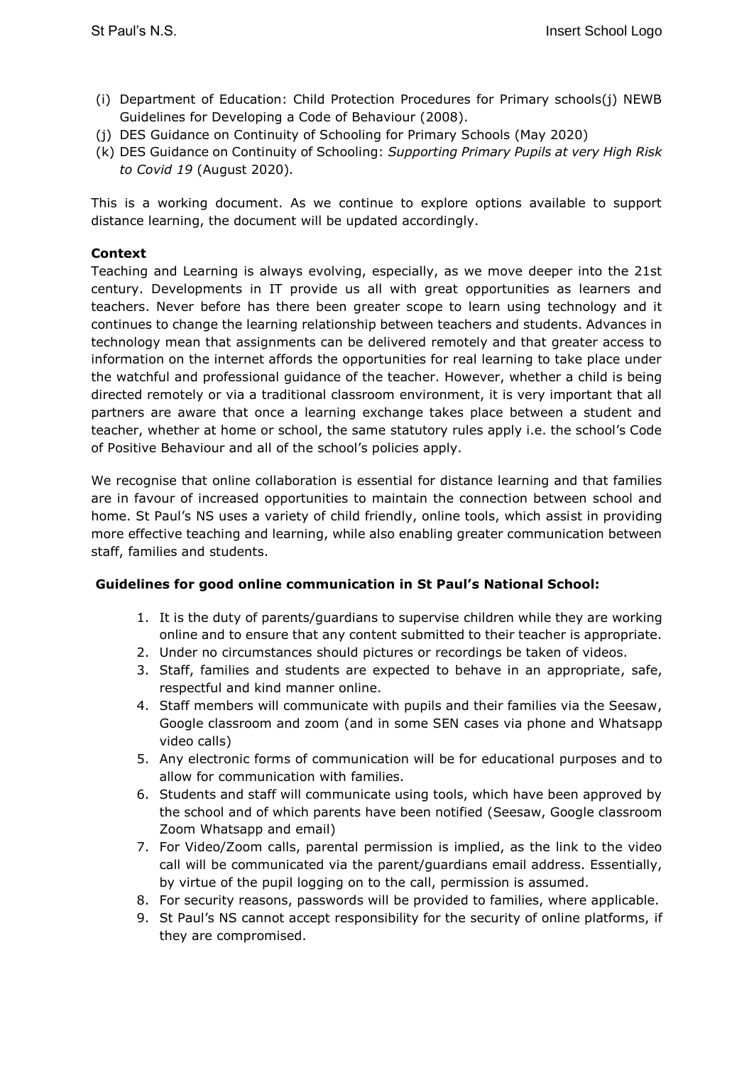(i) Department of Education: Child Protection Procedures for Primary schools(j) NEWB Guidelines for Developing a Code of Behaviour (2008).
(j) DES Guidance on Continuity of Schooling for Primary Schools (May 2020)
(k) DES Guidance on Continuity of Schooling: *Supporting Primary Pupils at very High Risk to Covid 19* (August 2020).

This is a working document. As we continue to explore options available to support distance learning, the document will be updated accordingly.

**Context**

Teaching and Learning is always evolving, especially, as we move deeper into the 21st century. Developments in IT provide us all with great opportunities as learners and teachers. Never before has there been greater scope to learn using technology and it continues to change the learning relationship between teachers and students. Advances in technology mean that assignments can be delivered remotely and that greater access to information on the internet affords the opportunities for real learning to take place under the watchful and professional guidance of the teacher. However, whether a child is being directed remotely or via a traditional classroom environment, it is very important that all partners are aware that once a learning exchange takes place between a student and teacher, whether at home or school, the same statutory rules apply i.e. the school's Code of Positive Behaviour and all of the school's policies apply.

We recognise that online collaboration is essential for distance learning and that families are in favour of increased opportunities to maintain the connection between school and home. St Paul's NS uses a variety of child friendly, online tools, which assist in providing more effective teaching and learning, while also enabling greater communication between staff, families and students.

**Guidelines for good online communication in St Paul's National School:**

1. It is the duty of parents/guardians to supervise children while they are working online and to ensure that any content submitted to their teacher is appropriate.
2. Under no circumstances should pictures or recordings be taken of videos.
3. Staff, families and students are expected to behave in an appropriate, safe, respectful and kind manner online.
4. Staff members will communicate with pupils and their families via the Seesaw, Google classroom and zoom (and in some SEN cases via phone and Whatsapp video calls)
5. Any electronic forms of communication will be for educational purposes and to allow for communication with families.
6. Students and staff will communicate using tools, which have been approved by the school and of which parents have been notified (Seesaw, Google classroom Zoom Whatsapp and email)
7. For Video/Zoom calls, parental permission is implied, as the link to the video call will be communicated via the parent/guardians email address. Essentially, by virtue of the pupil logging on to the call, permission is assumed.
8. For security reasons, passwords will be provided to families, where applicable.
9. St Paul's NS cannot accept responsibility for the security of online platforms, if they are compromised.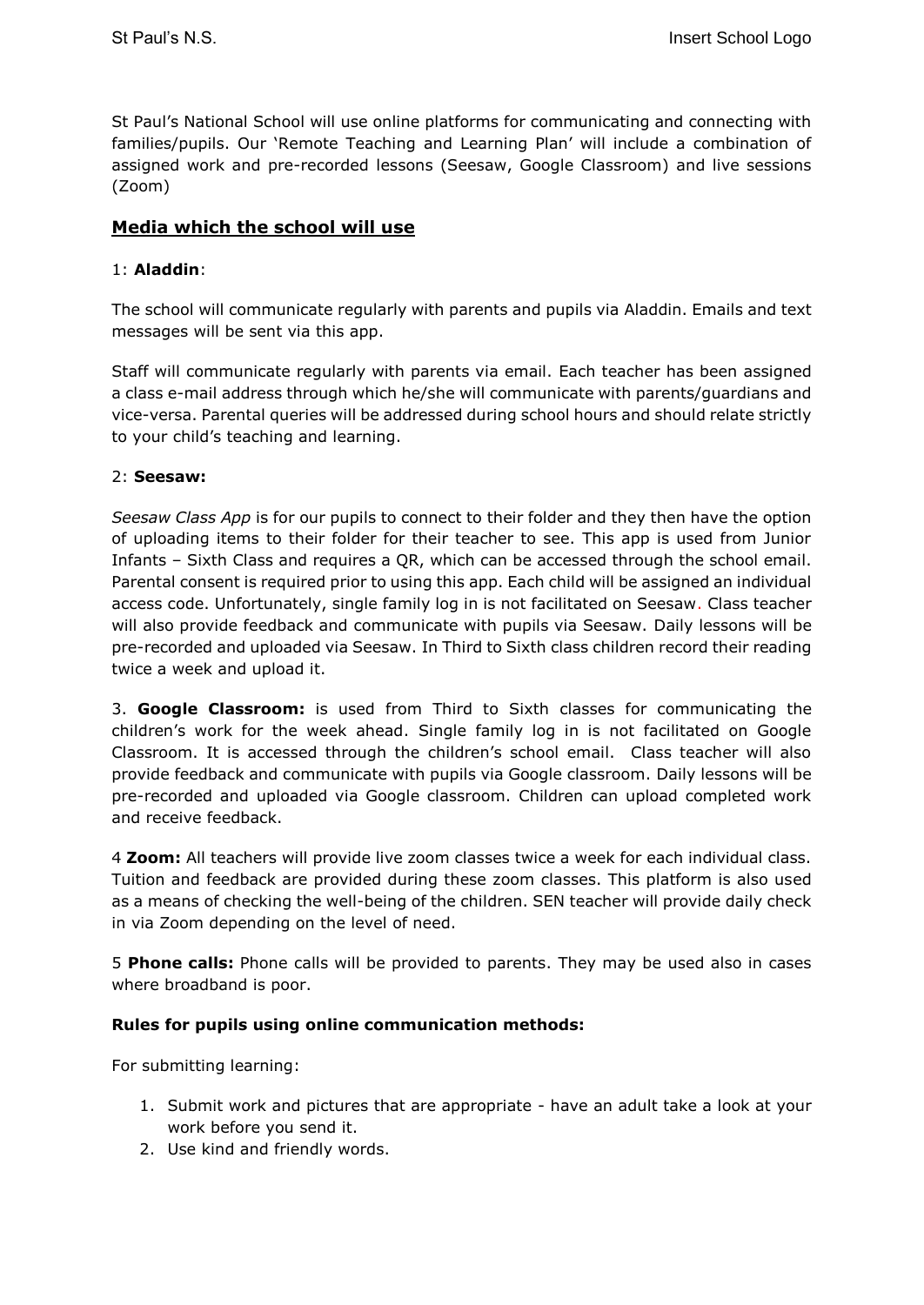St Paul's National School will use online platforms for communicating and connecting with families/pupils. Our 'Remote Teaching and Learning Plan' will include a combination of assigned work and pre-recorded lessons (Seesaw, Google Classroom) and live sessions (Zoom)

## Media which the school will use

1: **Aladdin**:

The school will communicate regularly with parents and pupils via Aladdin. Emails and text messages will be sent via this app.

Staff will communicate regularly with parents via email. Each teacher has been assigned a class e-mail address through which he/she will communicate with parents/guardians and vice-versa. Parental queries will be addressed during school hours and should relate strictly to your child's teaching and learning.

2: **Seesaw:**

*Seesaw Class App* is for our pupils to connect to their folder and they then have the option of uploading items to their folder for their teacher to see. This app is used from Junior Infants – Sixth Class and requires a QR, which can be accessed through the school email. Parental consent is required prior to using this app. Each child will be assigned an individual access code. Unfortunately, single family log in is not facilitated on Seesaw. Class teacher will also provide feedback and communicate with pupils via Seesaw. Daily lessons will be pre-recorded and uploaded via Seesaw. In Third to Sixth class children record their reading twice a week and upload it.

3. **Google Classroom:** is used from Third to Sixth classes for communicating the children's work for the week ahead. Single family log in is not facilitated on Google Classroom. It is accessed through the children's school email. Class teacher will also provide feedback and communicate with pupils via Google classroom. Daily lessons will be pre-recorded and uploaded via Google classroom. Children can upload completed work and receive feedback.

4 **Zoom:** All teachers will provide live zoom classes twice a week for each individual class. Tuition and feedback are provided during these zoom classes. This platform is also used as a means of checking the well-being of the children. SEN teacher will provide daily check in via Zoom depending on the level of need.

5 **Phone calls:** Phone calls will be provided to parents. They may be used also in cases where broadband is poor.

**Rules for pupils using online communication methods:**

For submitting learning:

1. Submit work and pictures that are appropriate - have an adult take a look at your work before you send it.
2. Use kind and friendly words.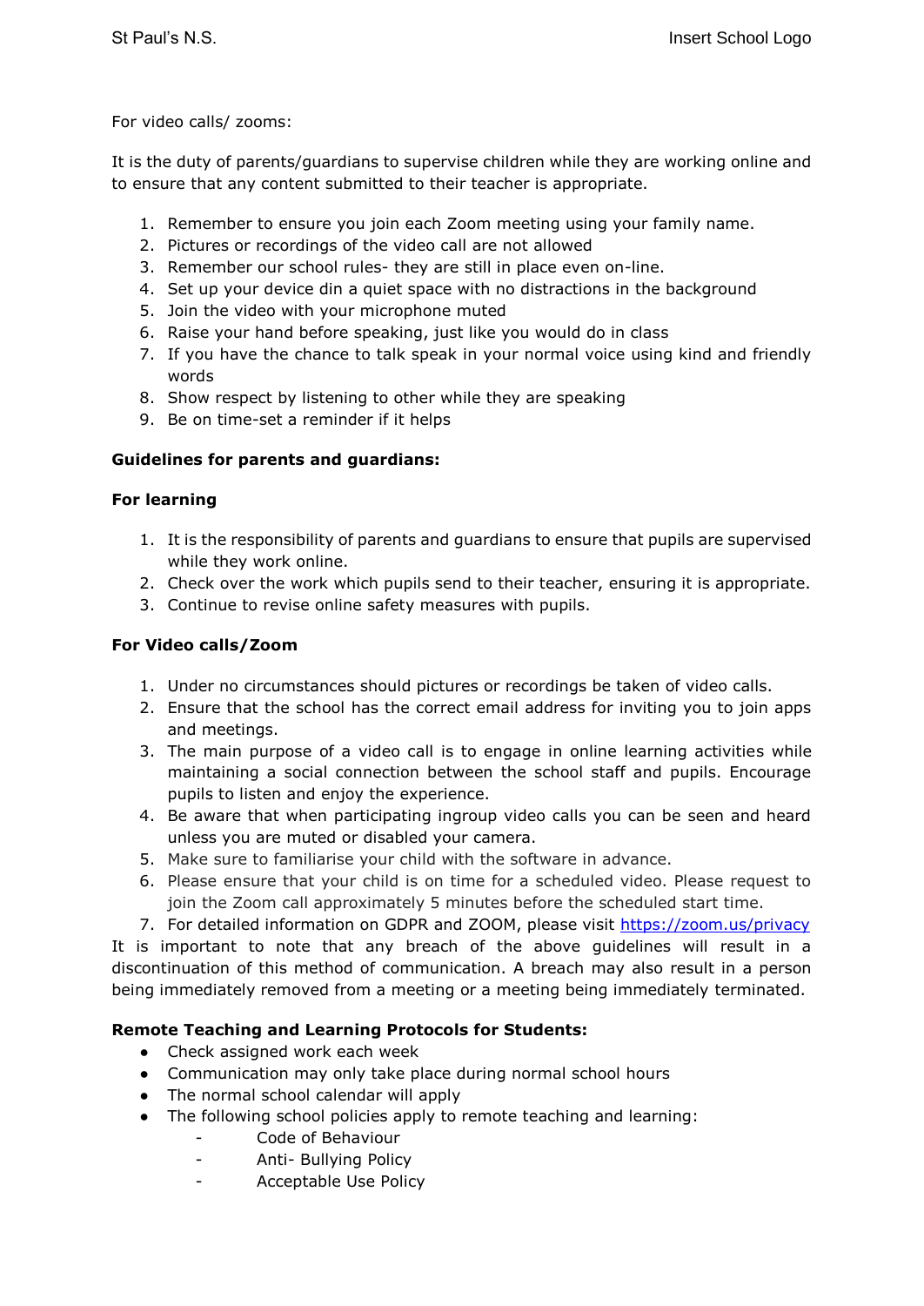For video calls/ zooms:

It is the duty of parents/guardians to supervise children while they are working online and to ensure that any content submitted to their teacher is appropriate.

1. Remember to ensure you join each Zoom meeting using your family name.
2. Pictures or recordings of the video call are not allowed
3. Remember our school rules- they are still in place even on-line.
4. Set up your device din a quiet space with no distractions in the background
5. Join the video with your microphone muted
6. Raise your hand before speaking, just like you would do in class
7. If you have the chance to talk speak in your normal voice using kind and friendly words
8. Show respect by listening to other while they are speaking
9. Be on time-set a reminder if it helps

**Guidelines for parents and guardians:**

**For learning**

1. It is the responsibility of parents and guardians to ensure that pupils are supervised while they work online.
2. Check over the work which pupils send to their teacher, ensuring it is appropriate.
3. Continue to revise online safety measures with pupils.

**For Video calls/Zoom**

1. Under no circumstances should pictures or recordings be taken of video calls.
2. Ensure that the school has the correct email address for inviting you to join apps and meetings.
3. The main purpose of a video call is to engage in online learning activities while maintaining a social connection between the school staff and pupils. Encourage pupils to listen and enjoy the experience.
4. Be aware that when participating ingroup video calls you can be seen and heard unless you are muted or disabled your camera.
5. Make sure to familiarise your child with the software in advance.
6. Please ensure that your child is on time for a scheduled video. Please request to join the Zoom call approximately 5 minutes before the scheduled start time.
7. For detailed information on GDPR and ZOOM, please visit https://zoom.us/privacy

It is important to note that any breach of the above guidelines will result in a discontinuation of this method of communication. A breach may also result in a person being immediately removed from a meeting or a meeting being immediately terminated.

**Remote Teaching and Learning Protocols for Students:**

- Check assigned work each week
- Communication may only take place during normal school hours
- The normal school calendar will apply
- The following school policies apply to remote teaching and learning:
  - Code of Behaviour
  - Anti- Bullying Policy
  - Acceptable Use Policy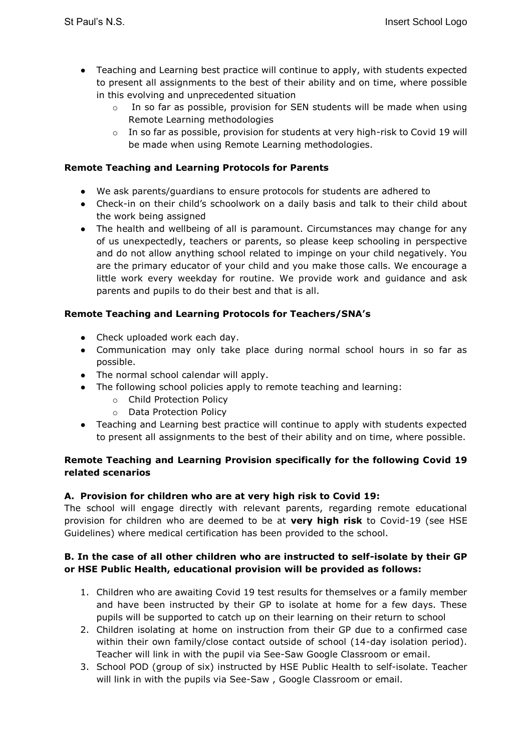- Teaching and Learning best practice will continue to apply, with students expected to present all assignments to the best of their ability and on time, where possible in this evolving and unprecedented situation
    - In so far as possible, provision for SEN students will be made when using Remote Learning methodologies
    - In so far as possible, provision for students at very high-risk to Covid 19 will be made when using Remote Learning methodologies.

**Remote Teaching and Learning Protocols for Parents**

- We ask parents/guardians to ensure protocols for students are adhered to
- Check-in on their child's schoolwork on a daily basis and talk to their child about the work being assigned
- The health and wellbeing of all is paramount. Circumstances may change for any of us unexpectedly, teachers or parents, so please keep schooling in perspective and do not allow anything school related to impinge on your child negatively. You are the primary educator of your child and you make those calls. We encourage a little work every weekday for routine. We provide work and guidance and ask parents and pupils to do their best and that is all.

**Remote Teaching and Learning Protocols for Teachers/SNA's**

- Check uploaded work each day.
- Communication may only take place during normal school hours in so far as possible.
- The normal school calendar will apply.
- The following school policies apply to remote teaching and learning:
    - Child Protection Policy
    - Data Protection Policy
- Teaching and Learning best practice will continue to apply with students expected to present all assignments to the best of their ability and on time, where possible.

**Remote Teaching and Learning Provision specifically for the following Covid 19 related scenarios**

**A. Provision for children who are at very high risk to Covid 19:**
The school will engage directly with relevant parents, regarding remote educational provision for children who are deemed to be at **very high risk** to Covid-19 (see HSE Guidelines) where medical certification has been provided to the school.

**B. In the case of all other children who are instructed to self-isolate by their GP or HSE Public Health, educational provision will be provided as follows:**

1. Children who are awaiting Covid 19 test results for themselves or a family member and have been instructed by their GP to isolate at home for a few days. These pupils will be supported to catch up on their learning on their return to school
2. Children isolating at home on instruction from their GP due to a confirmed case within their own family/close contact outside of school (14-day isolation period). Teacher will link in with the pupil via See-Saw Google Classroom or email.
3. School POD (group of six) instructed by HSE Public Health to self-isolate. Teacher will link in with the pupils via See-Saw , Google Classroom or email.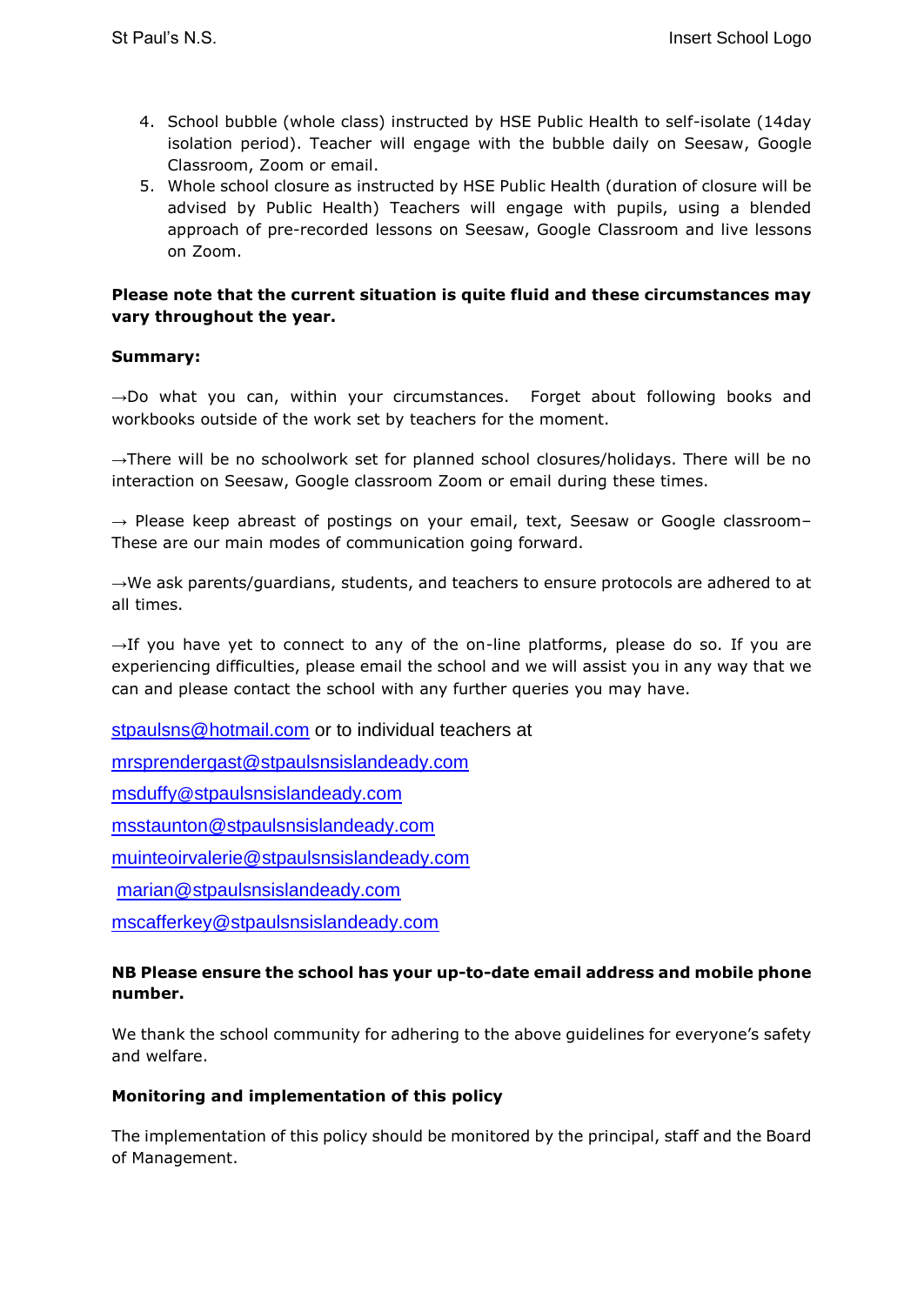4. School bubble (whole class) instructed by HSE Public Health to self-isolate (14day isolation period). Teacher will engage with the bubble daily on Seesaw, Google Classroom, Zoom or email.
5. Whole school closure as instructed by HSE Public Health (duration of closure will be advised by Public Health) Teachers will engage with pupils, using a blended approach of pre-recorded lessons on Seesaw, Google Classroom and live lessons on Zoom.

**Please note that the current situation is quite fluid and these circumstances may vary throughout the year.**

**Summary:**

→Do what you can, within your circumstances. Forget about following books and workbooks outside of the work set by teachers for the moment.

→There will be no schoolwork set for planned school closures/holidays. There will be no interaction on Seesaw, Google classroom Zoom or email during these times.

→ Please keep abreast of postings on your email, text, Seesaw or Google classroom– These are our main modes of communication going forward.

→We ask parents/guardians, students, and teachers to ensure protocols are adhered to at all times.

→If you have yet to connect to any of the on-line platforms, please do so. If you are experiencing difficulties, please email the school and we will assist you in any way that we can and please contact the school with any further queries you may have.

stpaulsns@hotmail.com or to individual teachers at

mrsprendergast@stpaulsnsislandeady.com

msduffy@stpaulsnsislandeady.com

msstaunton@stpaulsnsislandeady.com

muinteoirvalerie@stpaulsnsislandeady.com

marian@stpaulsnsislandeady.com

mscafferkey@stpaulsnsislandeady.com

**NB Please ensure the school has your up-to-date email address and mobile phone number.**

We thank the school community for adhering to the above guidelines for everyone's safety and welfare.

**Monitoring and implementation of this policy**

The implementation of this policy should be monitored by the principal, staff and the Board of Management.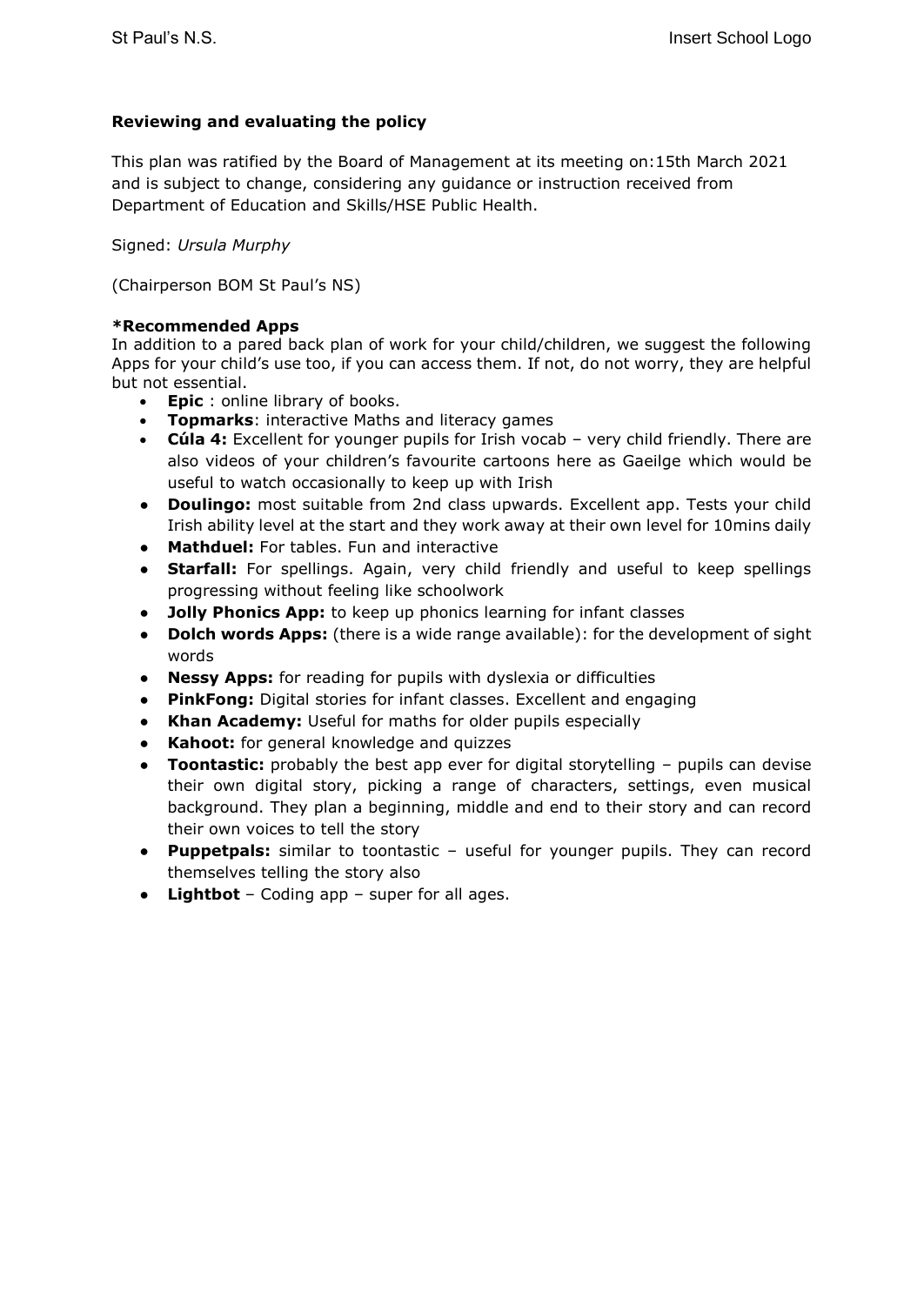**Reviewing and evaluating the policy**

This plan was ratified by the Board of Management at its meeting on:15th March 2021 and is subject to change, considering any guidance or instruction received from Department of Education and Skills/HSE Public Health.

Signed: *Ursula Murphy*

(Chairperson BOM St Paul's NS)

**\*Recommended Apps**

In addition to a pared back plan of work for your child/children, we suggest the following Apps for your child's use too, if you can access them. If not, do not worry, they are helpful but not essential.

- **Epic** : online library of books.
- **Topmarks**: interactive Maths and literacy games
- **Cúla 4:** Excellent for younger pupils for Irish vocab – very child friendly. There are also videos of your children's favourite cartoons here as Gaeilge which would be useful to watch occasionally to keep up with Irish
- **Doulingo:** most suitable from 2nd class upwards. Excellent app. Tests your child Irish ability level at the start and they work away at their own level for 10mins daily
- **Mathduel:** For tables. Fun and interactive
- **Starfall:** For spellings. Again, very child friendly and useful to keep spellings progressing without feeling like schoolwork
- **Jolly Phonics App:** to keep up phonics learning for infant classes
- **Dolch words Apps:** (there is a wide range available): for the development of sight words
- **Nessy Apps:** for reading for pupils with dyslexia or difficulties
- **PinkFong:** Digital stories for infant classes. Excellent and engaging
- **Khan Academy:** Useful for maths for older pupils especially
- **Kahoot:** for general knowledge and quizzes
- **Toontastic:** probably the best app ever for digital storytelling – pupils can devise their own digital story, picking a range of characters, settings, even musical background. They plan a beginning, middle and end to their story and can record their own voices to tell the story
- **Puppetpals:** similar to toontastic – useful for younger pupils. They can record themselves telling the story also
- **Lightbot** – Coding app – super for all ages.